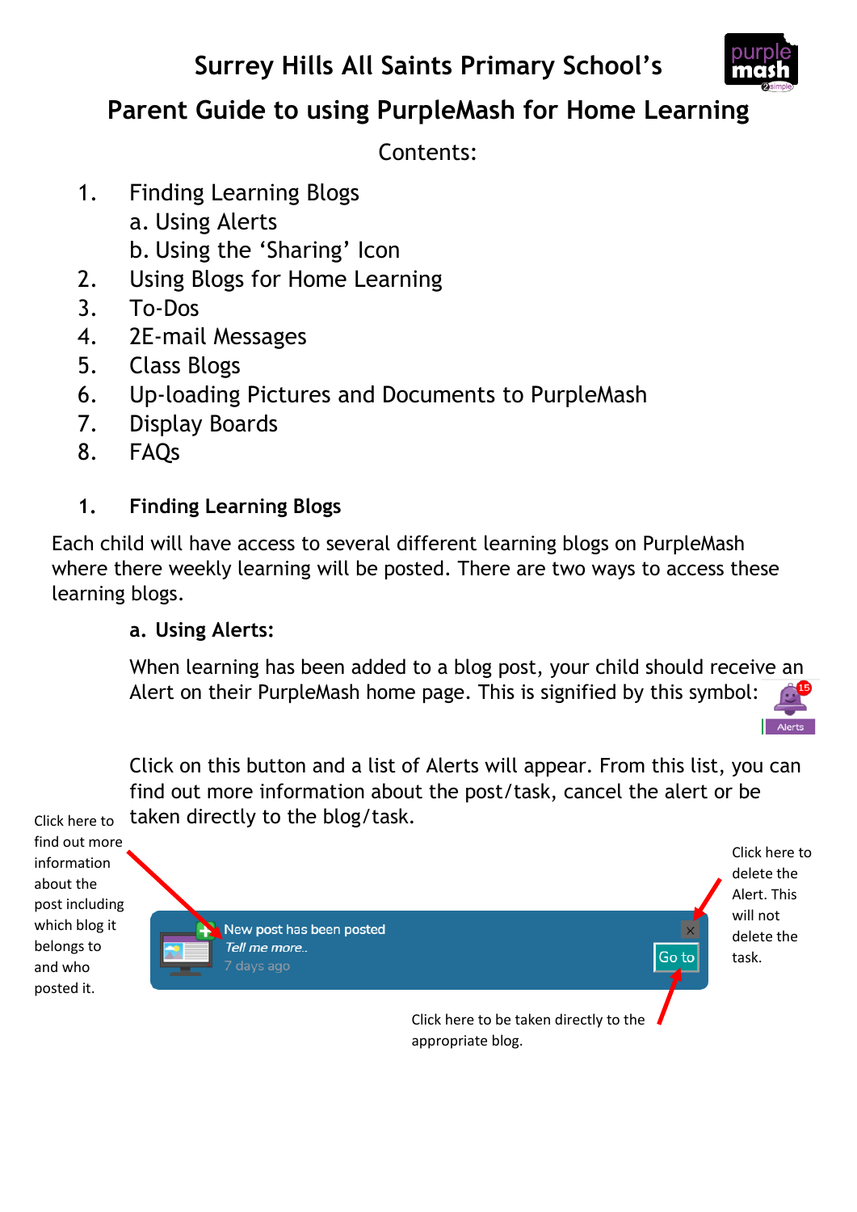# Surrey Hills All Saints Primary School's

## Parent Guide to using PurpleMash for Home Learning

Contents:

1. Finding Learning Blogs
   a. Using Alerts
   b. Using the 'Sharing' Icon
2. Using Blogs for Home Learning
3. To-Dos
4. 2E-mail Messages
5. Class Blogs
6. Up-loading Pictures and Documents to PurpleMash
7. Display Boards
8. FAQs

### 1. Finding Learning Blogs

Each child will have access to several different learning blogs on PurpleMash where there weekly learning will be posted. There are two ways to access these learning blogs.

**a. Using Alerts:**

When learning has been added to a blog post, your child should receive an Alert on their PurpleMash home page. This is signified by this symbol:

Click on this button and a list of Alerts will appear. From this list, you can find out more information about the post/task, cancel the alert or be taken directly to the blog/task.

Click here to find out more information about the post including which blog it belongs to and who posted it.

Click here to delete the Alert. This will not delete the task.

Click here to be taken directly to the appropriate blog.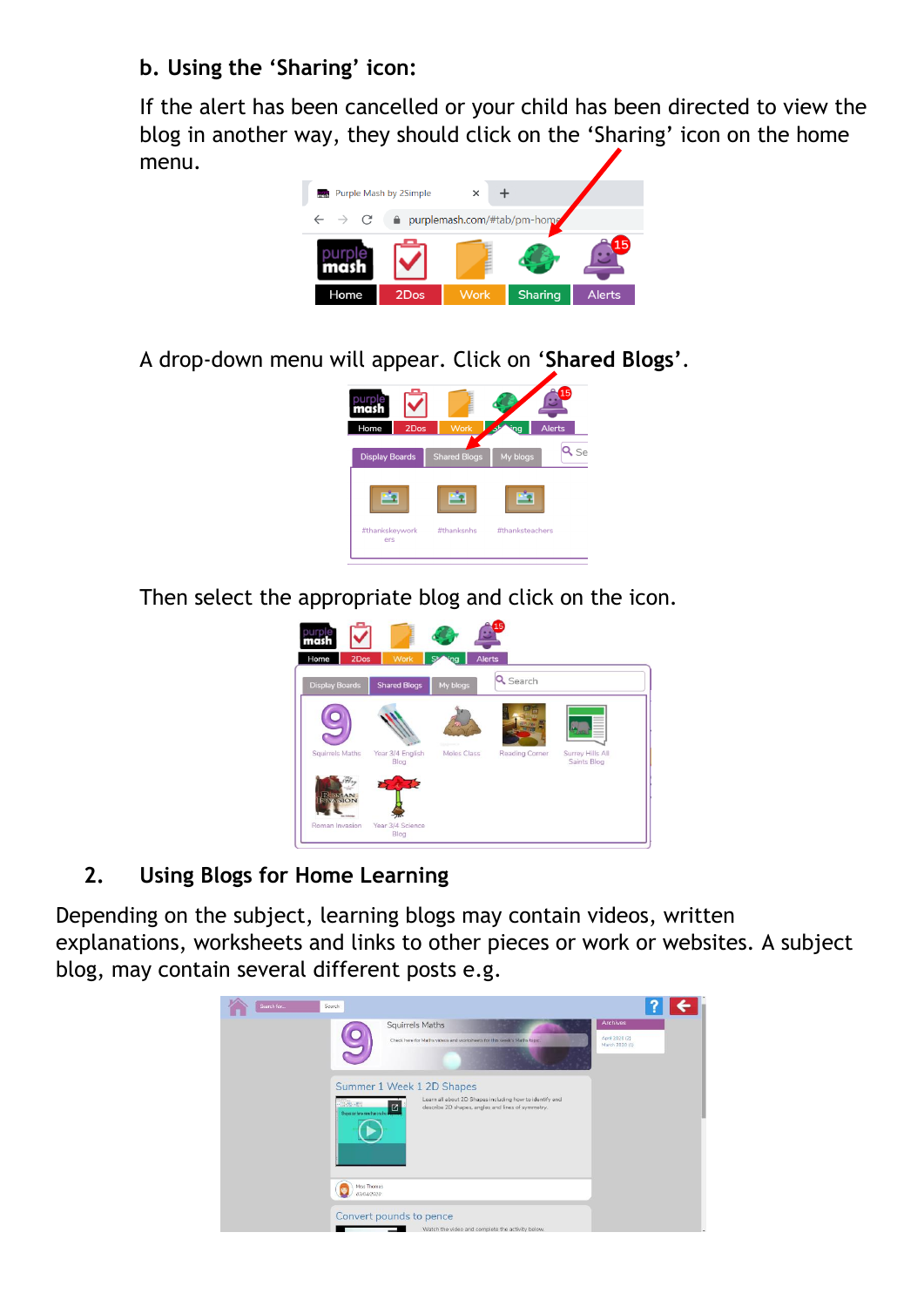### b. Using the 'Sharing' icon:

If the alert has been cancelled or your child has been directed to view the blog in another way, they should click on the 'Sharing' icon on the home menu.

A drop-down menu will appear. Click on '**Shared Blogs**'.

Then select the appropriate blog and click on the icon.

## 2. Using Blogs for Home Learning

Depending on the subject, learning blogs may contain videos, written explanations, worksheets and links to other pieces or work or websites. A subject blog, may contain several different posts e.g.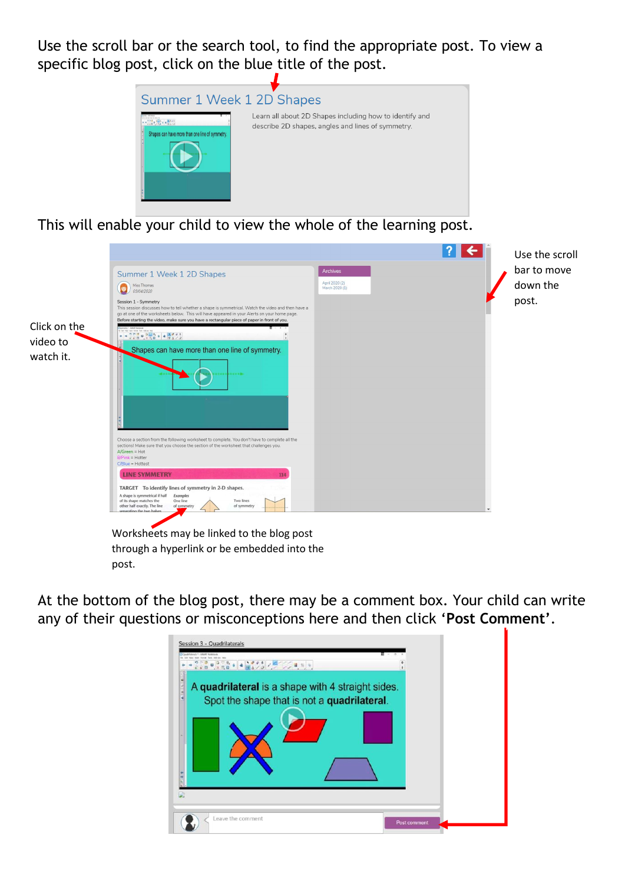Use the scroll bar or the search tool, to find the appropriate post. To view a specific blog post, click on the blue title of the post.

This will enable your child to view the whole of the learning post.

Use the scroll bar to move down the post.

Click on the video to watch it.

Worksheets may be linked to the blog post through a hyperlink or be embedded into the post.

At the bottom of the blog post, there may be a comment box. Your child can write any of their questions or misconceptions here and then click '**Post Comment**'.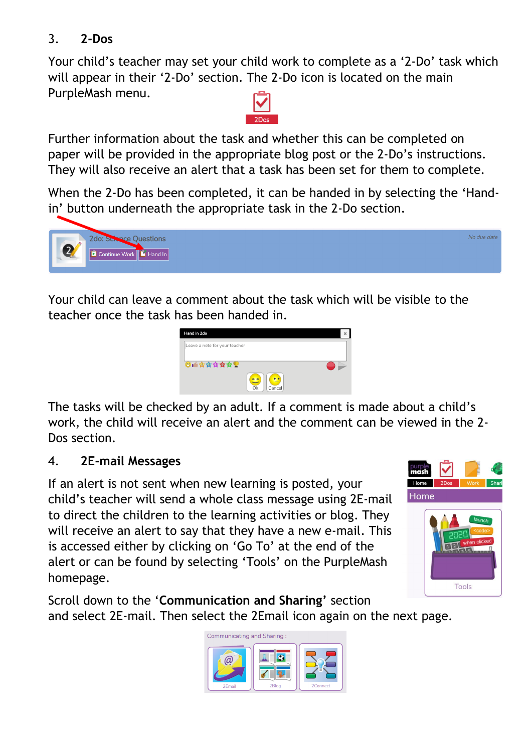## 3. 2-Dos

Your child's teacher may set your child work to complete as a '2-Do' task which will appear in their '2-Do' section. The 2-Do icon is located on the main PurpleMash menu.

Further information about the task and whether this can be completed on paper will be provided in the appropriate blog post or the 2-Do's instructions. They will also receive an alert that a task has been set for them to complete.

When the 2-Do has been completed, it can be handed in by selecting the 'Hand-in' button underneath the appropriate task in the 2-Do section.

Your child can leave a comment about the task which will be visible to the teacher once the task has been handed in.

The tasks will be checked by an adult. If a comment is made about a child's work, the child will receive an alert and the comment can be viewed in the 2-Dos section.

## 4. 2E-mail Messages

If an alert is not sent when new learning is posted, your child's teacher will send a whole class message using 2E-mail to direct the children to the learning activities or blog. They will receive an alert to say that they have a new e-mail. This is accessed either by clicking on 'Go To' at the end of the alert or can be found by selecting 'Tools' on the PurpleMash homepage.

Scroll down to the '**Communication and Sharing**' section and select 2E-mail. Then select the 2Email icon again on the next page.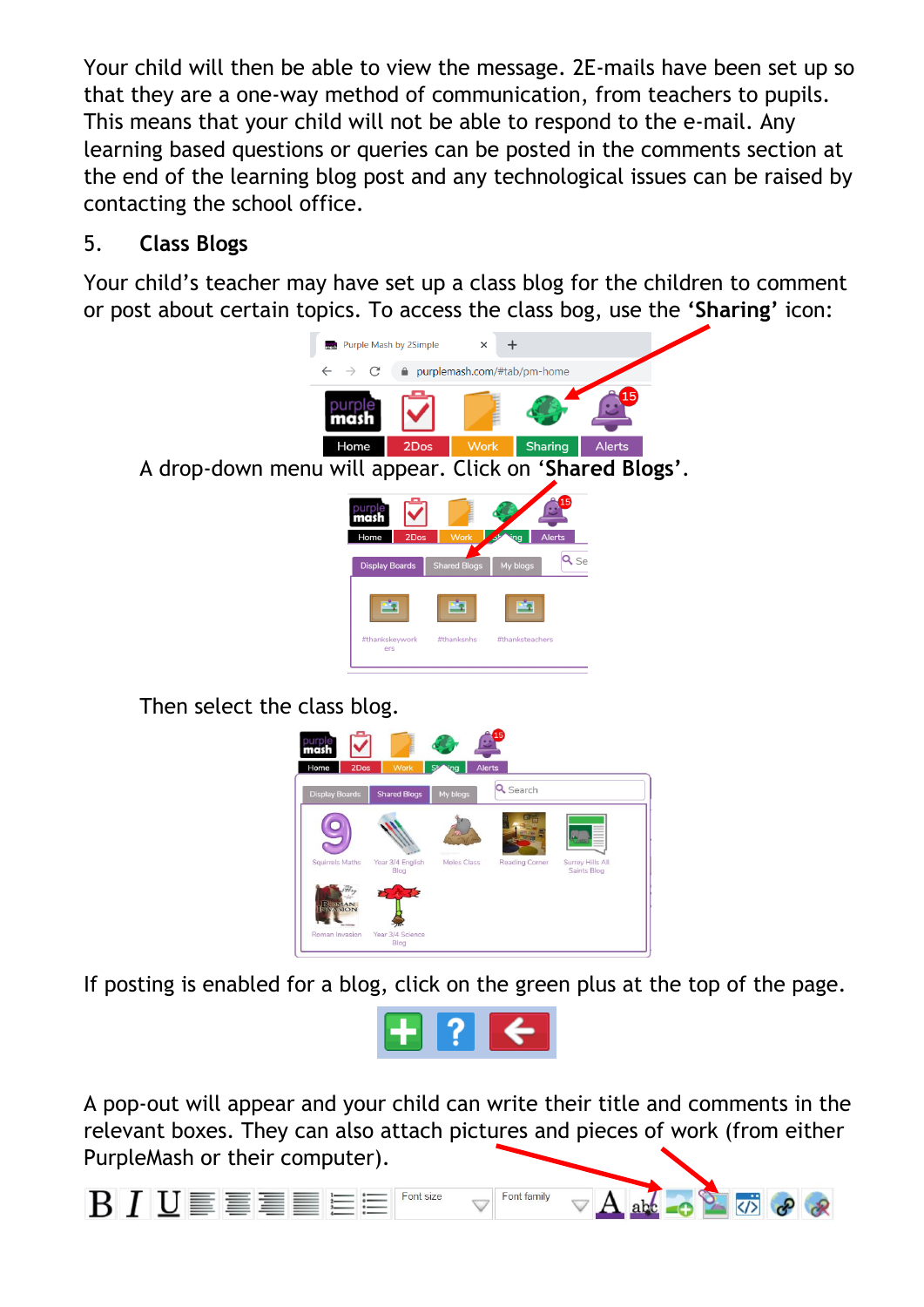Your child will then be able to view the message. 2E-mails have been set up so that they are a one-way method of communication, from teachers to pupils. This means that your child will not be able to respond to the e-mail. Any learning based questions or queries can be posted in the comments section at the end of the learning blog post and any technological issues can be raised by contacting the school office.

## 5. Class Blogs

Your child's teacher may have set up a class blog for the children to comment or post about certain topics. To access the class bog, use the **'Sharing'** icon:

A drop-down menu will appear. Click on **'Shared Blogs'**.

Then select the class blog.

If posting is enabled for a blog, click on the green plus at the top of the page.

A pop-out will appear and your child can write their title and comments in the relevant boxes. They can also attach pictures and pieces of work (from either PurpleMash or their computer).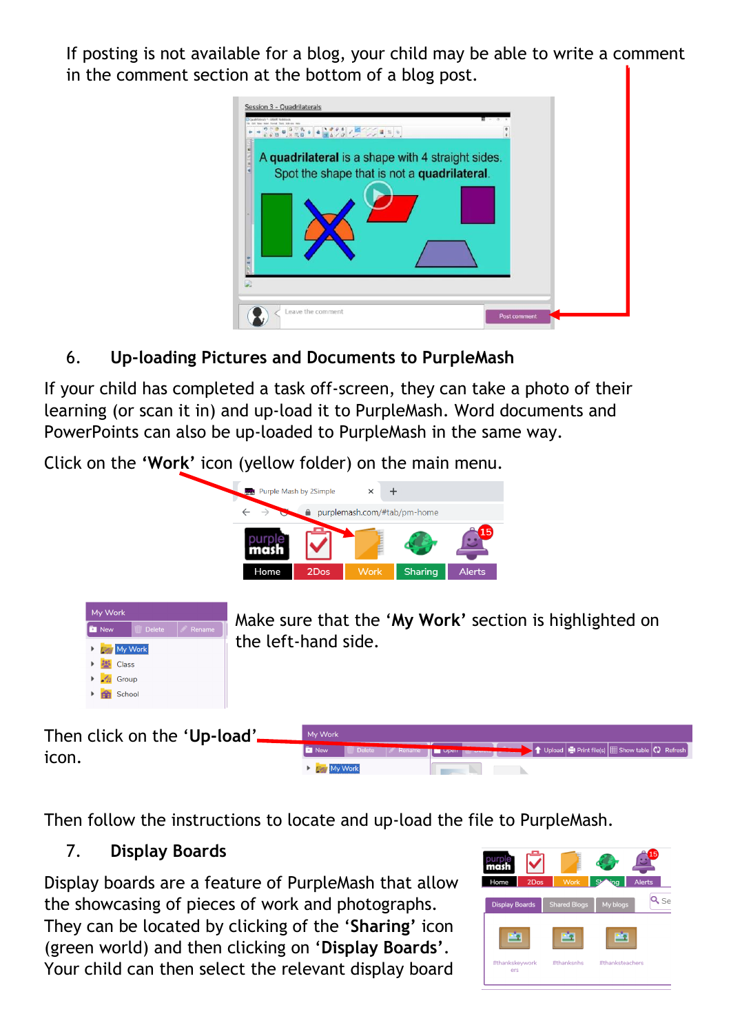If posting is not available for a blog, your child may be able to write a comment in the comment section at the bottom of a blog post.

## 6. Up-loading Pictures and Documents to PurpleMash

If your child has completed a task off-screen, they can take a photo of their learning (or scan it in) and up-load it to PurpleMash. Word documents and PowerPoints can also be up-loaded to PurpleMash in the same way.

Click on the '**Work**' icon (yellow folder) on the main menu.

Make sure that the '**My Work**' section is highlighted on the left-hand side.

Then click on the '**Up-load**' icon.

Then follow the instructions to locate and up-load the file to PurpleMash.

## 7. Display Boards

Display boards are a feature of PurpleMash that allow the showcasing of pieces of work and photographs. They can be located by clicking of the '**Sharing**' icon (green world) and then clicking on '**Display Boards**'. Your child can then select the relevant display board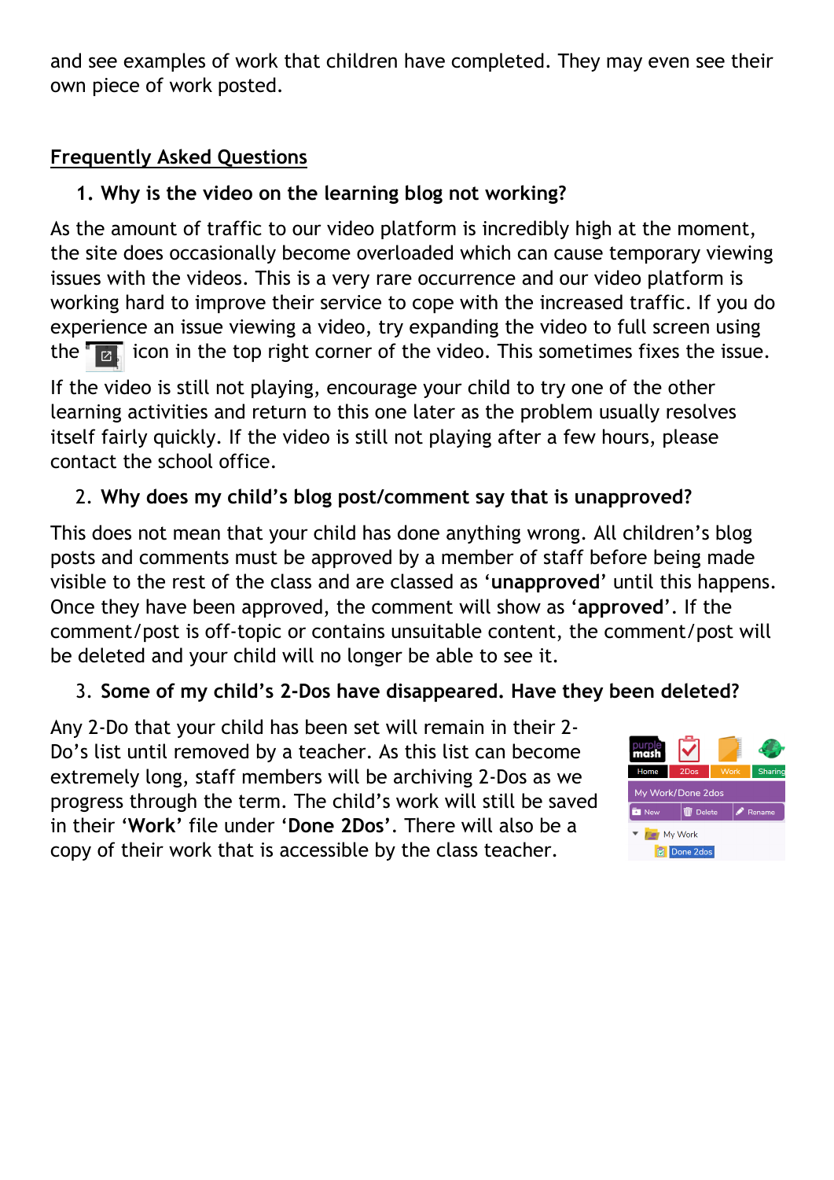and see examples of work that children have completed. They may even see their own piece of work posted.

## Frequently Asked Questions

1. **Why is the video on the learning blog not working?**

As the amount of traffic to our video platform is incredibly high at the moment, the site does occasionally become overloaded which can cause temporary viewing issues with the videos. This is a very rare occurrence and our video platform is working hard to improve their service to cope with the increased traffic. If you do experience an issue viewing a video, try expanding the video to full screen using the icon in the top right corner of the video. This sometimes fixes the issue.

If the video is still not playing, encourage your child to try one of the other learning activities and return to this one later as the problem usually resolves itself fairly quickly. If the video is still not playing after a few hours, please contact the school office.

2. **Why does my child's blog post/comment say that is unapproved?**

This does not mean that your child has done anything wrong. All children's blog posts and comments must be approved by a member of staff before being made visible to the rest of the class and are classed as '**unapproved**' until this happens. Once they have been approved, the comment will show as '**approved**'. If the comment/post is off-topic or contains unsuitable content, the comment/post will be deleted and your child will no longer be able to see it.

3. **Some of my child's 2-Dos have disappeared. Have they been deleted?**

Any 2-Do that your child has been set will remain in their 2-Do's list until removed by a teacher. As this list can become extremely long, staff members will be archiving 2-Dos as we progress through the term. The child's work will still be saved in their '**Work**' file under '**Done 2Dos**'. There will also be a copy of their work that is accessible by the class teacher.